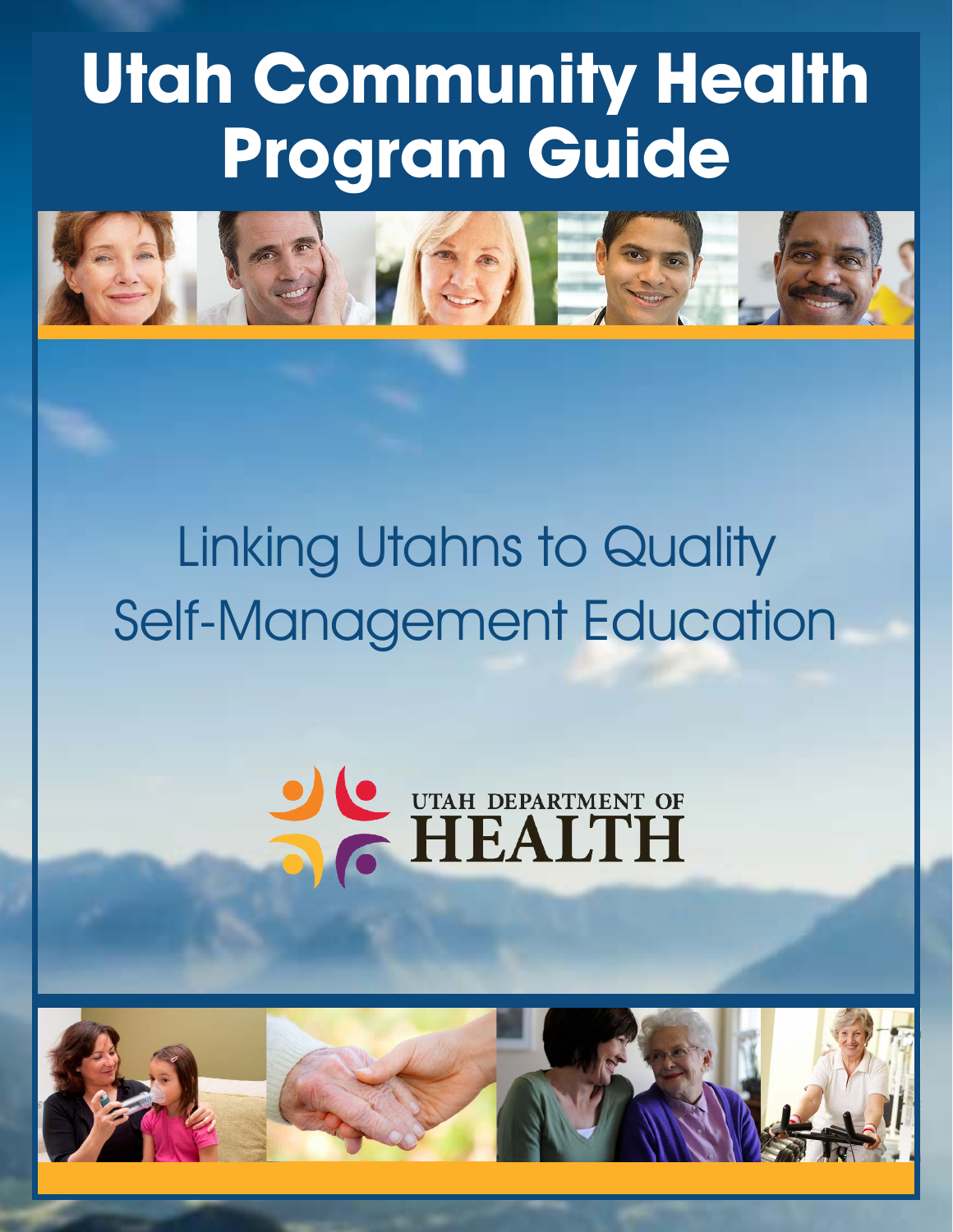# Utah Community Health Program Guide

## Linking Utahns to Quality Self-Management Education

UTAH DEPARTMENT OF HEALTH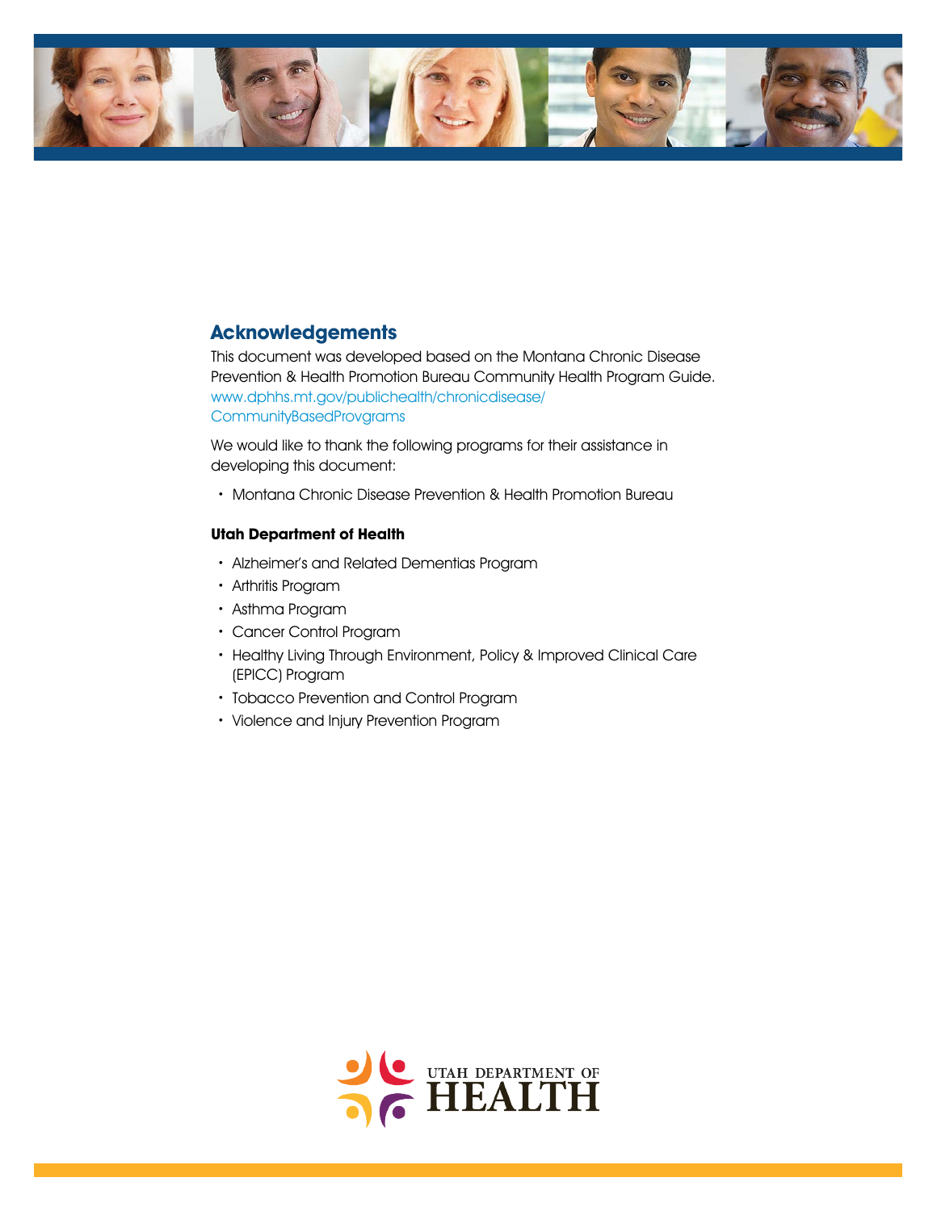## Acknowledgements

This document was developed based on the Montana Chronic Disease Prevention & Health Promotion Bureau Community Health Program Guide. www.dphhs.mt.gov/publichealth/chronicdisease/CommunityBasedProvgrams

We would like to thank the following programs for their assistance in developing this document:

- Montana Chronic Disease Prevention & Health Promotion Bureau

**Utah Department of Health**

- Alzheimer's and Related Dementias Program
- Arthritis Program
- Asthma Program
- Cancer Control Program
- Healthy Living Through Environment, Policy & Improved Clinical Care (EPICC) Program
- Tobacco Prevention and Control Program
- Violence and Injury Prevention Program

UTAH DEPARTMENT OF HEALTH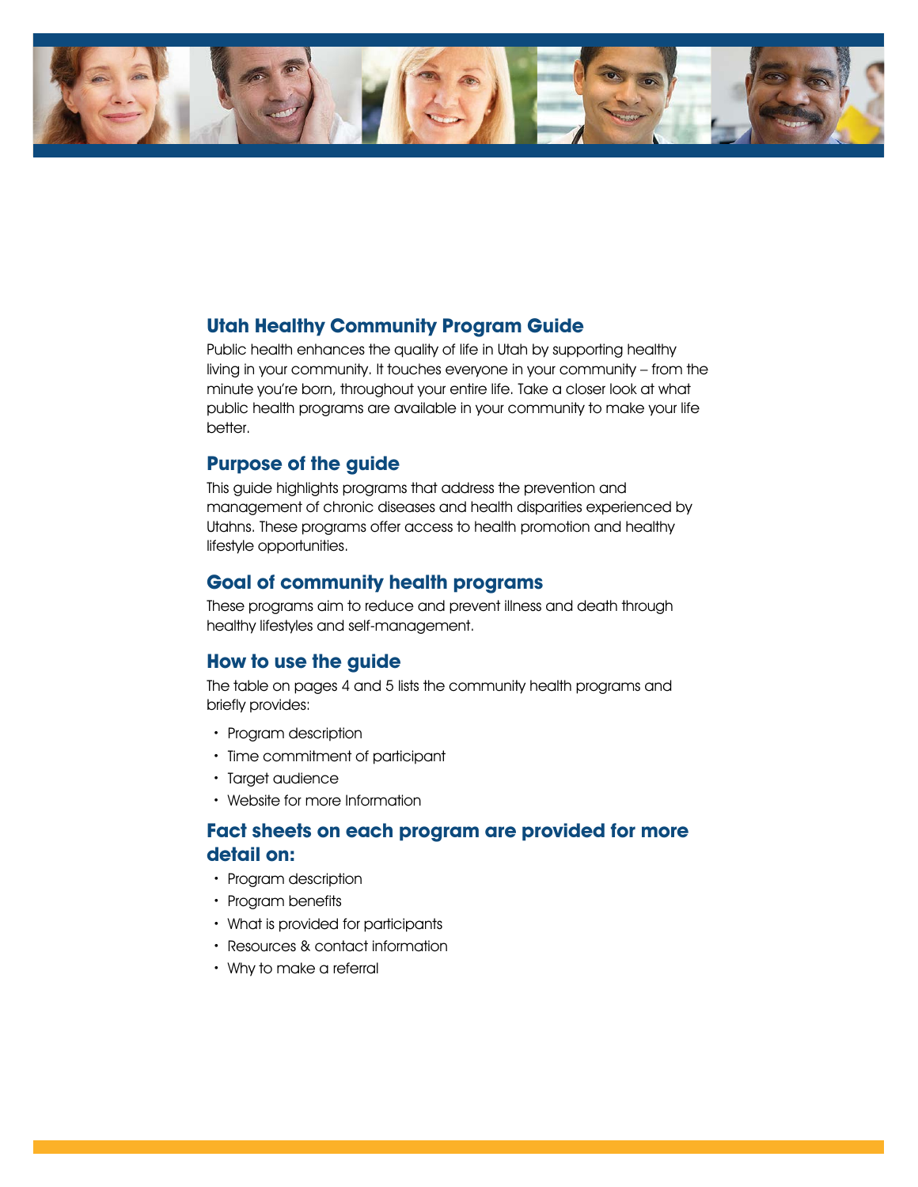## Utah Healthy Community Program Guide

Public health enhances the quality of life in Utah by supporting healthy living in your community. It touches everyone in your community – from the minute you're born, throughout your entire life. Take a closer look at what public health programs are available in your community to make your life better.

## Purpose of the guide

This guide highlights programs that address the prevention and management of chronic diseases and health disparities experienced by Utahns. These programs offer access to health promotion and healthy lifestyle opportunities.

## Goal of community health programs

These programs aim to reduce and prevent illness and death through healthy lifestyles and self-management.

## How to use the guide

The table on pages 4 and 5 lists the community health programs and briefly provides:

- Program description
- Time commitment of participant
- Target audience
- Website for more Information

## Fact sheets on each program are provided for more detail on:

- Program description
- Program benefits
- What is provided for participants
- Resources & contact information
- Why to make a referral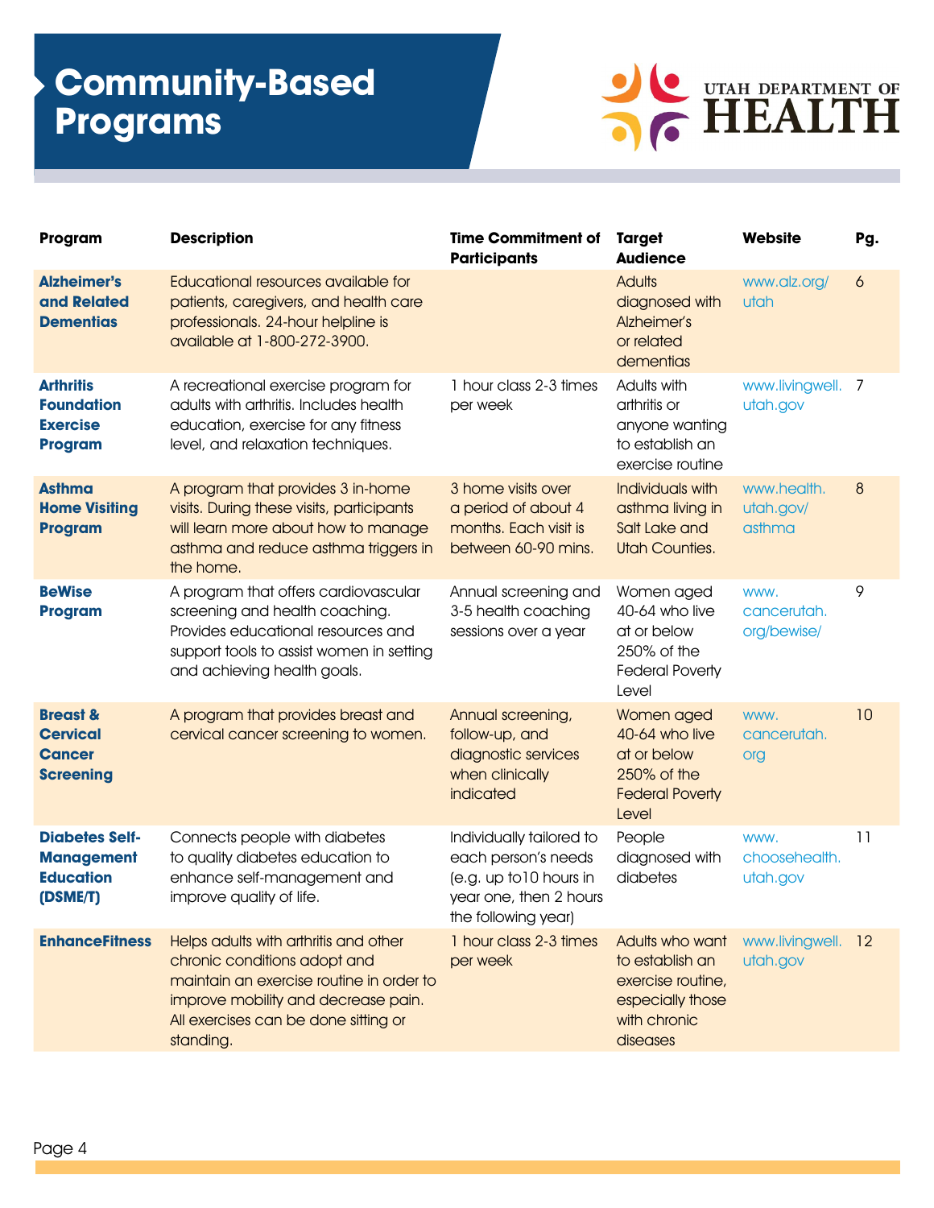# Community-Based Programs

UTAH DEPARTMENT OF HEALTH

| Program | Description | Time Commitment of Participants | Target Audience | Website | Pg. |
|---|---|---|---|---|---|
| **Alzheimer's and Related Dementias** | Educational resources available for patients, caregivers, and health care professionals. 24-hour helpline is available at 1-800-272-3900. | | Adults diagnosed with Alzheimer's or related dementias | www.alz.org/utah | 6 |
| **Arthritis Foundation Exercise Program** | A recreational exercise program for adults with arthritis. Includes health education, exercise for any fitness level, and relaxation techniques. | 1 hour class 2-3 times per week | Adults with arthritis or anyone wanting to establish an exercise routine | www.livingwell.utah.gov | 7 |
| **Asthma Home Visiting Program** | A program that provides 3 in-home visits. During these visits, participants will learn more about how to manage asthma and reduce asthma triggers in the home. | 3 home visits over a period of about 4 months. Each visit is between 60-90 mins. | Individuals with asthma living in Salt Lake and Utah Counties. | www.health.utah.gov/asthma | 8 |
| **BeWise Program** | A program that offers cardiovascular screening and health coaching. Provides educational resources and support tools to assist women in setting and achieving health goals. | Annual screening and 3-5 health coaching sessions over a year | Women aged 40-64 who live at or below 250% of the Federal Poverty Level | www.cancerutah.org/bewise/ | 9 |
| **Breast & Cervical Cancer Screening** | A program that provides breast and cervical cancer screening to women. | Annual screening, follow-up, and diagnostic services when clinically indicated | Women aged 40-64 who live at or below 250% of the Federal Poverty Level | www.cancerutah.org | 10 |
| **Diabetes Self-Management Education (DSME/T)** | Connects people with diabetes to quality diabetes education to enhance self-management and improve quality of life. | Individually tailored to each person's needs (e.g. up to10 hours in year one, then 2 hours the following year) | People diagnosed with diabetes | www.choosehealth.utah.gov | 11 |
| **EnhanceFitness** | Helps adults with arthritis and other chronic conditions adopt and maintain an exercise routine in order to improve mobility and decrease pain. All exercises can be done sitting or standing. | 1 hour class 2-3 times per week | Adults who want to establish an exercise routine, especially those with chronic diseases | www.livingwell.utah.gov | 12 |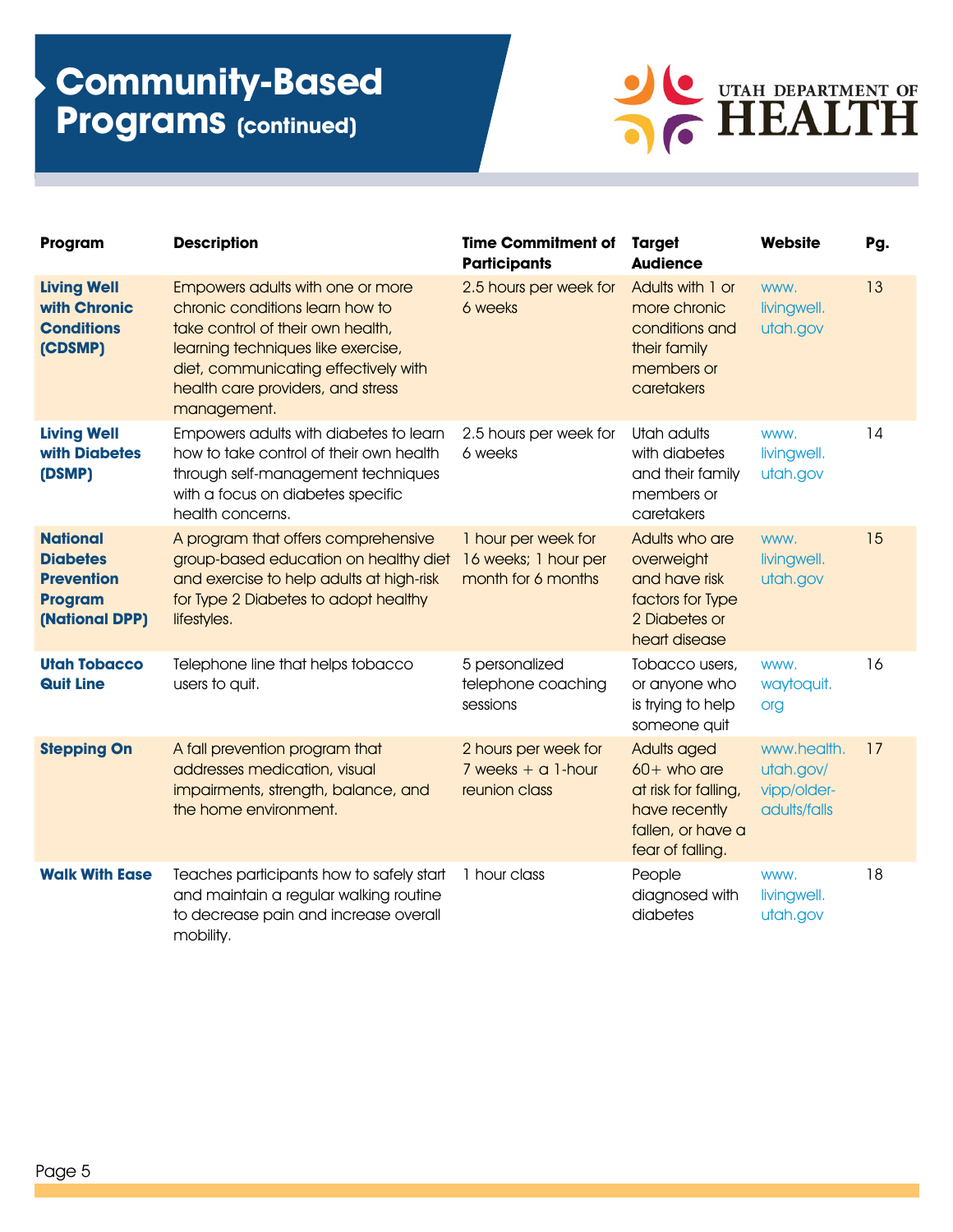# Community-Based Programs (continued)

UTAH DEPARTMENT OF HEALTH

| Program | Description | Time Commitment of Participants | Target Audience | Website | Pg. |
|---|---|---|---|---|---|
| **Living Well with Chronic Conditions (CDSMP)** | Empowers adults with one or more chronic conditions learn how to take control of their own health, learning techniques like exercise, diet, communicating effectively with health care providers, and stress management. | 2.5 hours per week for 6 weeks | Adults with 1 or more chronic conditions and their family members or caretakers | www.livingwell.utah.gov | 13 |
| **Living Well with Diabetes (DSMP)** | Empowers adults with diabetes to learn how to take control of their own health through self-management techniques with a focus on diabetes specific health concerns. | 2.5 hours per week for 6 weeks | Utah adults with diabetes and their family members or caretakers | www.livingwell.utah.gov | 14 |
| **National Diabetes Prevention Program (National DPP)** | A program that offers comprehensive group-based education on healthy diet and exercise to help adults at high-risk for Type 2 Diabetes to adopt healthy lifestyles. | 1 hour per week for 16 weeks; 1 hour per month for 6 months | Adults who are overweight and have risk factors for Type 2 Diabetes or heart disease | www.livingwell.utah.gov | 15 |
| **Utah Tobacco Quit Line** | Telephone line that helps tobacco users to quit. | 5 personalized telephone coaching sessions | Tobacco users, or anyone who is trying to help someone quit | www.waytoquit.org | 16 |
| **Stepping On** | A fall prevention program that addresses medication, visual impairments, strength, balance, and the home environment. | 2 hours per week for 7 weeks + a 1-hour reunion class | Adults aged 60+ who are at risk for falling, have recently fallen, or have a fear of falling. | www.health.utah.gov/vipp/older-adults/falls | 17 |
| **Walk With Ease** | Teaches participants how to safely start and maintain a regular walking routine to decrease pain and increase overall mobility. | 1 hour class | People diagnosed with diabetes | www.livingwell.utah.gov | 18 |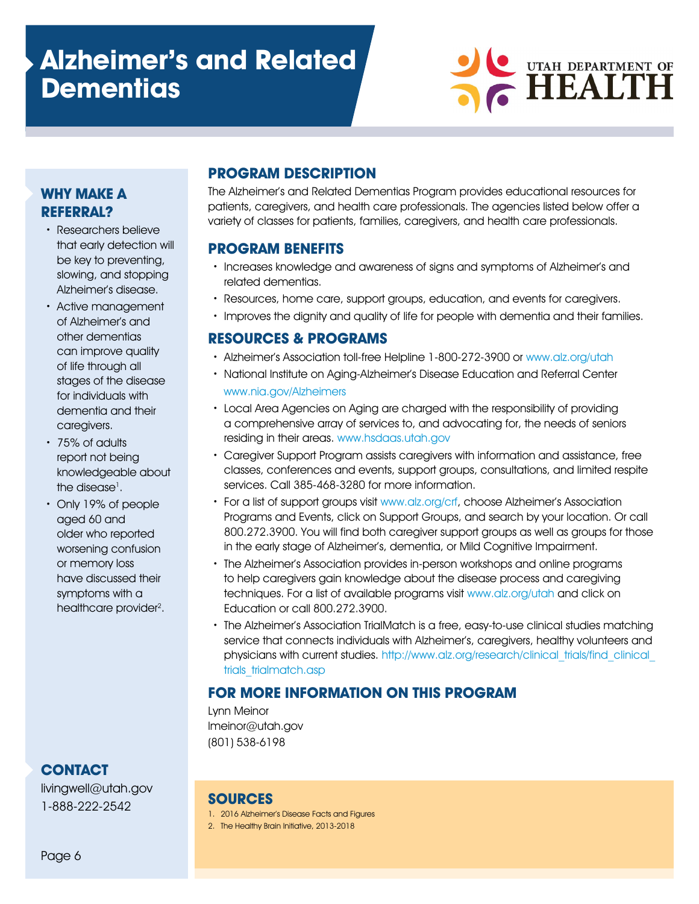# Alzheimer's and Related Dementias

UTAH DEPARTMENT OF HEALTH

## PROGRAM DESCRIPTION

The Alzheimer's and Related Dementias Program provides educational resources for patients, caregivers, and health care professionals. The agencies listed below offer a variety of classes for patients, families, caregivers, and health care professionals.

## PROGRAM BENEFITS

- Increases knowledge and awareness of signs and symptoms of Alzheimer's and related dementias.
- Resources, home care, support groups, education, and events for caregivers.
- Improves the dignity and quality of life for people with dementia and their families.

## RESOURCES & PROGRAMS

- Alzheimer's Association toll-free Helpline 1-800-272-3900 or www.alz.org/utah
- National Institute on Aging-Alzheimer's Disease Education and Referral Center www.nia.gov/Alzheimers
- Local Area Agencies on Aging are charged with the responsibility of providing a comprehensive array of services to, and advocating for, the needs of seniors residing in their areas. www.hsdaas.utah.gov
- Caregiver Support Program assists caregivers with information and assistance, free classes, conferences and events, support groups, consultations, and limited respite services. Call 385-468-3280 for more information.
- For a list of support groups visit www.alz.org/crf, choose Alzheimer's Association Programs and Events, click on Support Groups, and search by your location. Or call 800.272.3900. You will find both caregiver support groups as well as groups for those in the early stage of Alzheimer's, dementia, or Mild Cognitive Impairment.
- The Alzheimer's Association provides in-person workshops and online programs to help caregivers gain knowledge about the disease process and caregiving techniques. For a list of available programs visit www.alz.org/utah and click on Education or call 800.272.3900.
- The Alzheimer's Association TrialMatch is a free, easy-to-use clinical studies matching service that connects individuals with Alzheimer's, caregivers, healthy volunteers and physicians with current studies. http://www.alz.org/research/clinical_trials/find_clinical_trials_trialmatch.asp

## FOR MORE INFORMATION ON THIS PROGRAM

Lynn Meinor
lmeinor@utah.gov
(801) 538-6198

## WHY MAKE A REFERRAL?

- Researchers believe that early detection will be key to preventing, slowing, and stopping Alzheimer's disease.
- Active management of Alzheimer's and other dementias can improve quality of life through all stages of the disease for individuals with dementia and their caregivers.
- 75% of adults report not being knowledgeable about the disease[1].
- Only 19% of people aged 60 and older who reported worsening confusion or memory loss have discussed their symptoms with a healthcare provider[2].

## CONTACT

livingwell@utah.gov
1-888-222-2542

## SOURCES

1. 2016 Alzheimer's Disease Facts and Figures
2. The Healthy Brain Initiative, 2013-2018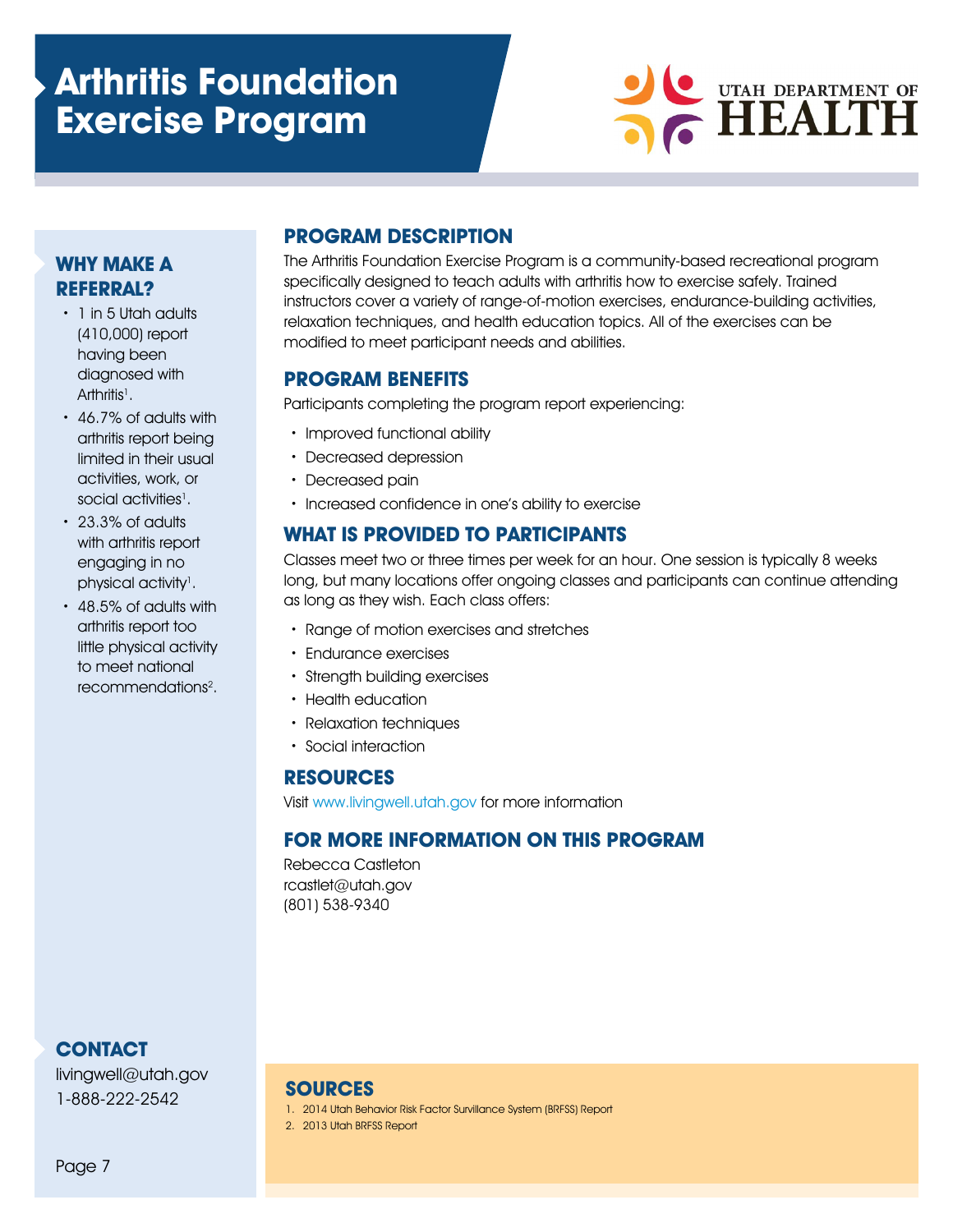# Arthritis Foundation Exercise Program

UTAH DEPARTMENT OF HEALTH

## WHY MAKE A REFERRAL?

- 1 in 5 Utah adults (410,000) report having been diagnosed with Arthritis[1].
- 46.7% of adults with arthritis report being limited in their usual activities, work, or social activities[1].
- 23.3% of adults with arthritis report engaging in no physical activity[1].
- 48.5% of adults with arthritis report too little physical activity to meet national recommendations[2].

## PROGRAM DESCRIPTION

The Arthritis Foundation Exercise Program is a community-based recreational program specifically designed to teach adults with arthritis how to exercise safely. Trained instructors cover a variety of range-of-motion exercises, endurance-building activities, relaxation techniques, and health education topics. All of the exercises can be modified to meet participant needs and abilities.

## PROGRAM BENEFITS

Participants completing the program report experiencing:

- Improved functional ability
- Decreased depression
- Decreased pain
- Increased confidence in one's ability to exercise

## WHAT IS PROVIDED TO PARTICIPANTS

Classes meet two or three times per week for an hour. One session is typically 8 weeks long, but many locations offer ongoing classes and participants can continue attending as long as they wish. Each class offers:

- Range of motion exercises and stretches
- Endurance exercises
- Strength building exercises
- Health education
- Relaxation techniques
- Social interaction

## RESOURCES

Visit www.livingwell.utah.gov for more information

## FOR MORE INFORMATION ON THIS PROGRAM

Rebecca Castleton
rcastlet@utah.gov
(801) 538-9340

## CONTACT

livingwell@utah.gov
1-888-222-2542

## SOURCES

1. 2014 Utah Behavior Risk Factor Survillance System (BRFSS) Report
2. 2013 Utah BRFSS Report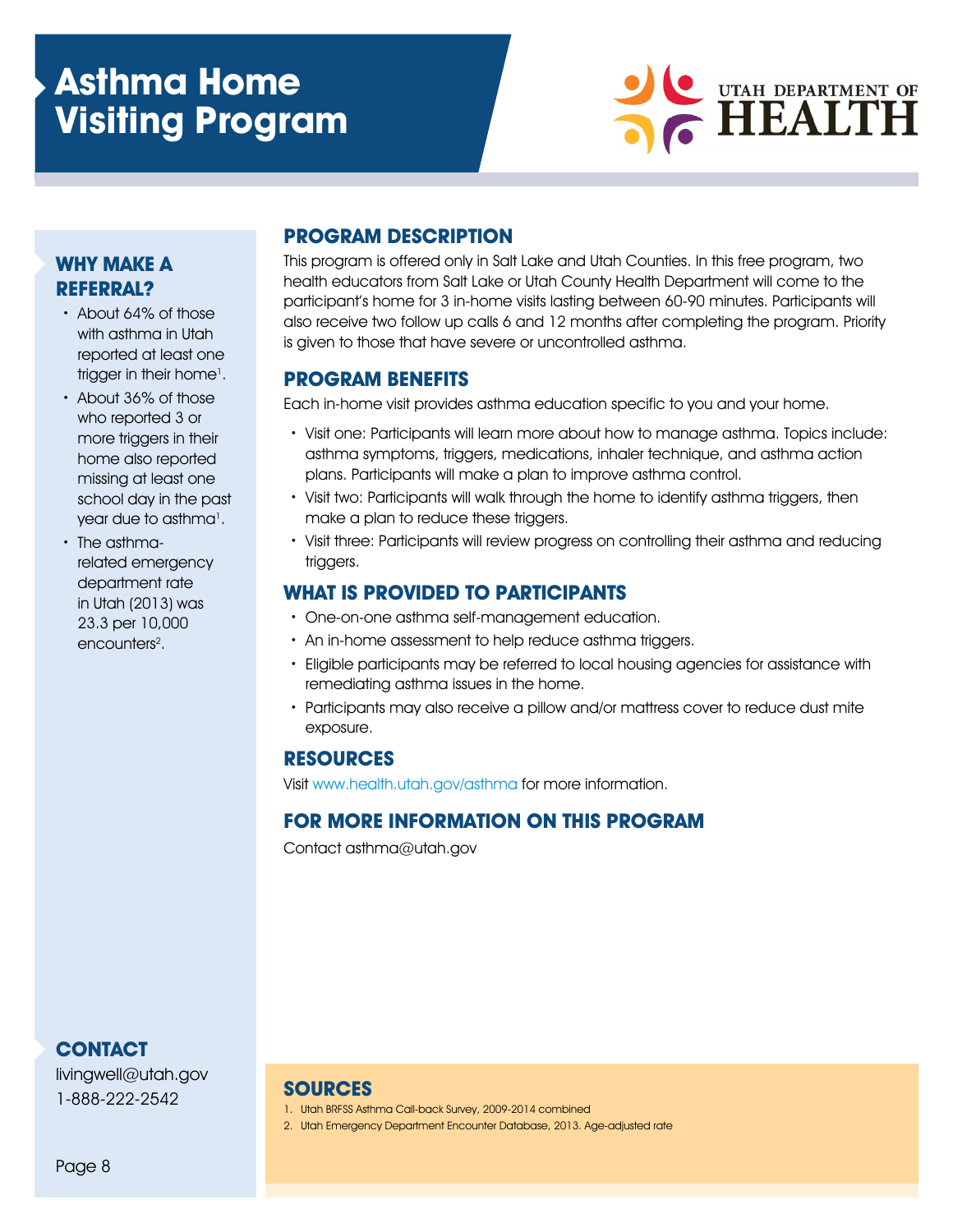# Asthma Home Visiting Program

UTAH DEPARTMENT OF HEALTH

## WHY MAKE A REFERRAL?

- About 64% of those with asthma in Utah reported at least one trigger in their home[1].
- About 36% of those who reported 3 or more triggers in their home also reported missing at least one school day in the past year due to asthma[1].
- The asthma-related emergency department rate in Utah (2013) was 23.3 per 10,000 encounters[2].

## CONTACT

livingwell@utah.gov
1-888-222-2542

## PROGRAM DESCRIPTION

This program is offered only in Salt Lake and Utah Counties. In this free program, two health educators from Salt Lake or Utah County Health Department will come to the participant's home for 3 in-home visits lasting between 60-90 minutes. Participants will also receive two follow up calls 6 and 12 months after completing the program. Priority is given to those that have severe or uncontrolled asthma.

## PROGRAM BENEFITS

Each in-home visit provides asthma education specific to you and your home.

- Visit one: Participants will learn more about how to manage asthma. Topics include: asthma symptoms, triggers, medications, inhaler technique, and asthma action plans. Participants will make a plan to improve asthma control.
- Visit two: Participants will walk through the home to identify asthma triggers, then make a plan to reduce these triggers.
- Visit three: Participants will review progress on controlling their asthma and reducing triggers.

## WHAT IS PROVIDED TO PARTICIPANTS

- One-on-one asthma self-management education.
- An in-home assessment to help reduce asthma triggers.
- Eligible participants may be referred to local housing agencies for assistance with remediating asthma issues in the home.
- Participants may also receive a pillow and/or mattress cover to reduce dust mite exposure.

## RESOURCES

Visit www.health.utah.gov/asthma for more information.

## FOR MORE INFORMATION ON THIS PROGRAM

Contact asthma@utah.gov

## SOURCES

1. Utah BRFSS Asthma Call-back Survey, 2009-2014 combined
2. Utah Emergency Department Encounter Database, 2013. Age-adjusted rate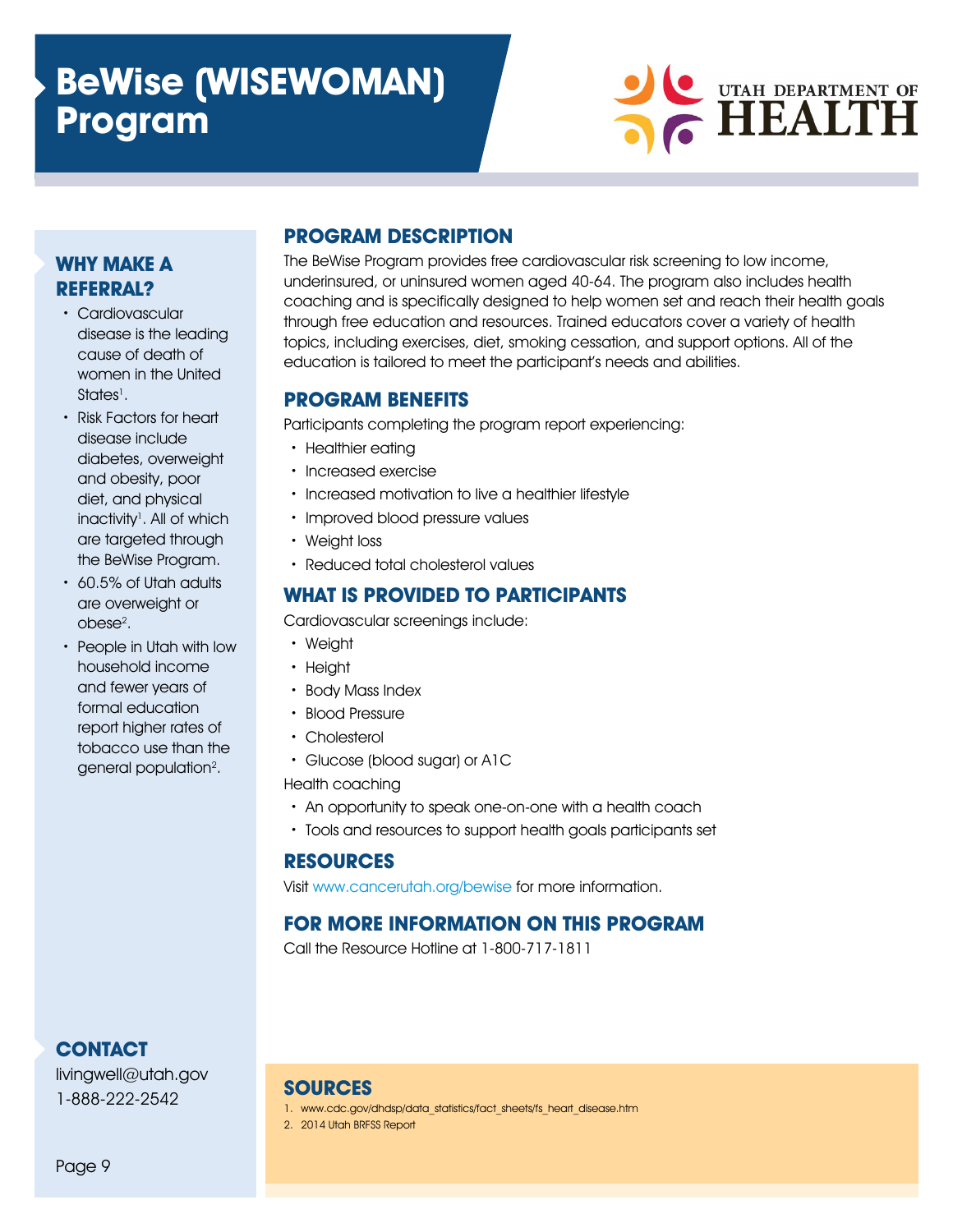# BeWise (WISEWOMAN) Program

UTAH DEPARTMENT OF HEALTH

## PROGRAM DESCRIPTION

The BeWise Program provides free cardiovascular risk screening to low income, underinsured, or uninsured women aged 40-64. The program also includes health coaching and is specifically designed to help women set and reach their health goals through free education and resources. Trained educators cover a variety of health topics, including exercises, diet, smoking cessation, and support options. All of the education is tailored to meet the participant's needs and abilities.

## PROGRAM BENEFITS

Participants completing the program report experiencing:

- Healthier eating
- Increased exercise
- Increased motivation to live a healthier lifestyle
- Improved blood pressure values
- Weight loss
- Reduced total cholesterol values

## WHAT IS PROVIDED TO PARTICIPANTS

Cardiovascular screenings include:

- Weight
- Height
- Body Mass Index
- Blood Pressure
- Cholesterol
- Glucose (blood sugar) or A1C

Health coaching

- An opportunity to speak one-on-one with a health coach
- Tools and resources to support health goals participants set

## RESOURCES

Visit www.cancerutah.org/bewise for more information.

## FOR MORE INFORMATION ON THIS PROGRAM

Call the Resource Hotline at 1-800-717-1811

## WHY MAKE A REFERRAL?

- Cardiovascular disease is the leading cause of death of women in the United States[1].
- Risk Factors for heart disease include diabetes, overweight and obesity, poor diet, and physical inactivity[1]. All of which are targeted through the BeWise Program.
- 60.5% of Utah adults are overweight or obese[2].
- People in Utah with low household income and fewer years of formal education report higher rates of tobacco use than the general population[2].

## CONTACT

livingwell@utah.gov
1-888-222-2542

## SOURCES

1. www.cdc.gov/dhdsp/data_statistics/fact_sheets/fs_heart_disease.htm
2. 2014 Utah BRFSS Report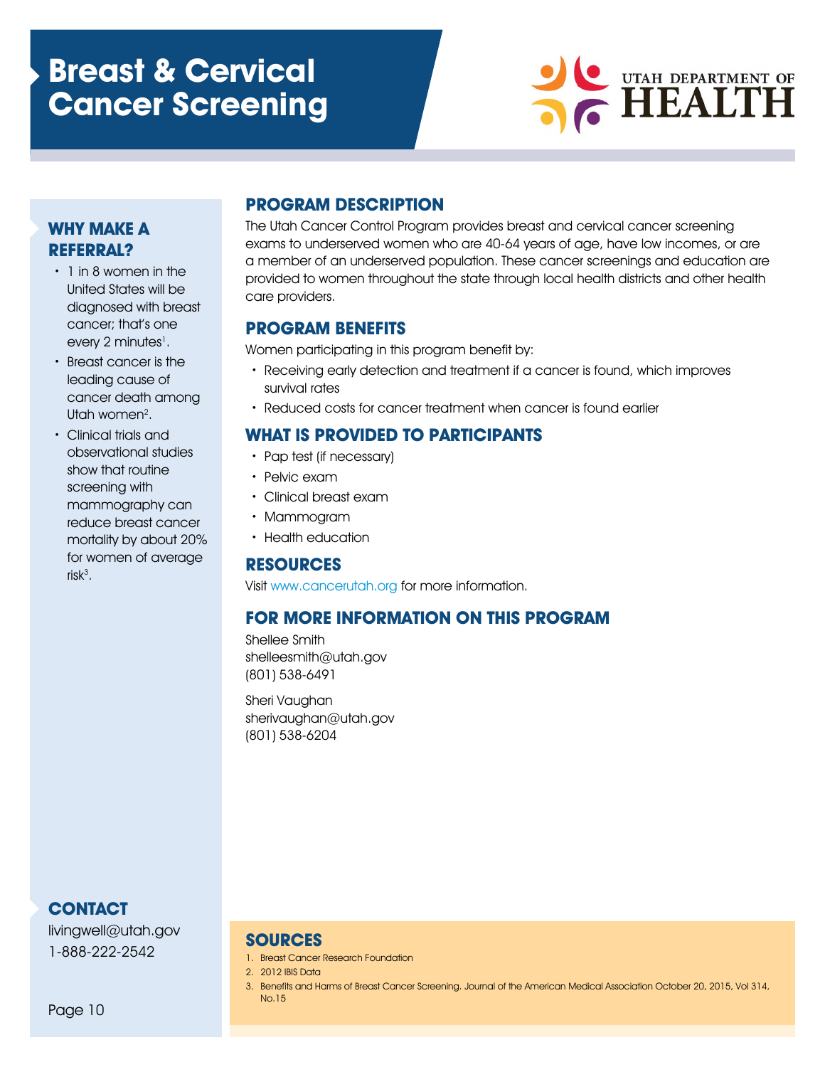# Breast & Cervical Cancer Screening

UTAH DEPARTMENT OF HEALTH

## WHY MAKE A REFERRAL?

- 1 in 8 women in the United States will be diagnosed with breast cancer; that's one every 2 minutes[1].
- Breast cancer is the leading cause of cancer death among Utah women[2].
- Clinical trials and observational studies show that routine screening with mammography can reduce breast cancer mortality by about 20% for women of average risk[3].

## PROGRAM DESCRIPTION

The Utah Cancer Control Program provides breast and cervical cancer screening exams to underserved women who are 40-64 years of age, have low incomes, or are a member of an underserved population. These cancer screenings and education are provided to women throughout the state through local health districts and other health care providers.

## PROGRAM BENEFITS

Women participating in this program benefit by:

- Receiving early detection and treatment if a cancer is found, which improves survival rates
- Reduced costs for cancer treatment when cancer is found earlier

## WHAT IS PROVIDED TO PARTICIPANTS

- Pap test (if necessary)
- Pelvic exam
- Clinical breast exam
- Mammogram
- Health education

## RESOURCES

Visit www.cancerutah.org for more information.

## FOR MORE INFORMATION ON THIS PROGRAM

Shellee Smith
shelleesmith@utah.gov
(801) 538-6491

Sheri Vaughan
sherivaughan@utah.gov
(801) 538-6204

## CONTACT

livingwell@utah.gov
1-888-222-2542

## SOURCES

1. Breast Cancer Research Foundation
2. 2012 IBIS Data
3. Benefits and Harms of Breast Cancer Screening. Journal of the American Medical Association October 20, 2015, Vol 314, No.15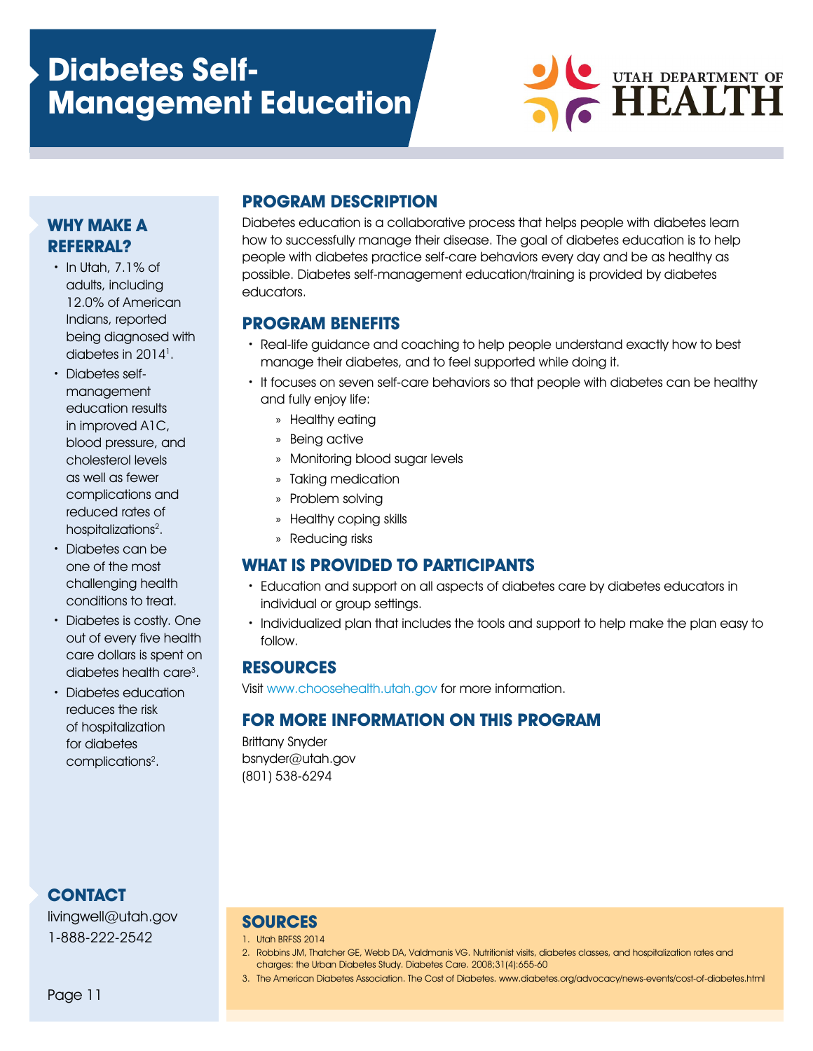# Diabetes Self-Management Education

UTAH DEPARTMENT OF HEALTH

## PROGRAM DESCRIPTION

Diabetes education is a collaborative process that helps people with diabetes learn how to successfully manage their disease. The goal of diabetes education is to help people with diabetes practice self-care behaviors every day and be as healthy as possible. Diabetes self-management education/training is provided by diabetes educators.

## PROGRAM BENEFITS

- Real-life guidance and coaching to help people understand exactly how to best manage their diabetes, and to feel supported while doing it.
- It focuses on seven self-care behaviors so that people with diabetes can be healthy and fully enjoy life:
  - Healthy eating
  - Being active
  - Monitoring blood sugar levels
  - Taking medication
  - Problem solving
  - Healthy coping skills
  - Reducing risks

## WHAT IS PROVIDED TO PARTICIPANTS

- Education and support on all aspects of diabetes care by diabetes educators in individual or group settings.
- Individualized plan that includes the tools and support to help make the plan easy to follow.

## RESOURCES

Visit www.choosehealth.utah.gov for more information.

## FOR MORE INFORMATION ON THIS PROGRAM

Brittany Snyder
bsnyder@utah.gov
(801) 538-6294

## WHY MAKE A REFERRAL?

- In Utah, 7.1% of adults, including 12.0% of American Indians, reported being diagnosed with diabetes in 2014[1].
- Diabetes self-management education results in improved A1C, blood pressure, and cholesterol levels as well as fewer complications and reduced rates of hospitalizations[2].
- Diabetes can be one of the most challenging health conditions to treat.
- Diabetes is costly. One out of every five health care dollars is spent on diabetes health care[3].
- Diabetes education reduces the risk of hospitalization for diabetes complications[2].

## CONTACT

livingwell@utah.gov
1-888-222-2542

## SOURCES

1. Utah BRFSS 2014
2. Robbins JM, Thatcher GE, Webb DA, Valdmanis VG. Nutritionist visits, diabetes classes, and hospitalization rates and charges: the Urban Diabetes Study. Diabetes Care. 2008;31(4):655-60
3. The American Diabetes Association. The Cost of Diabetes. www.diabetes.org/advocacy/news-events/cost-of-diabetes.html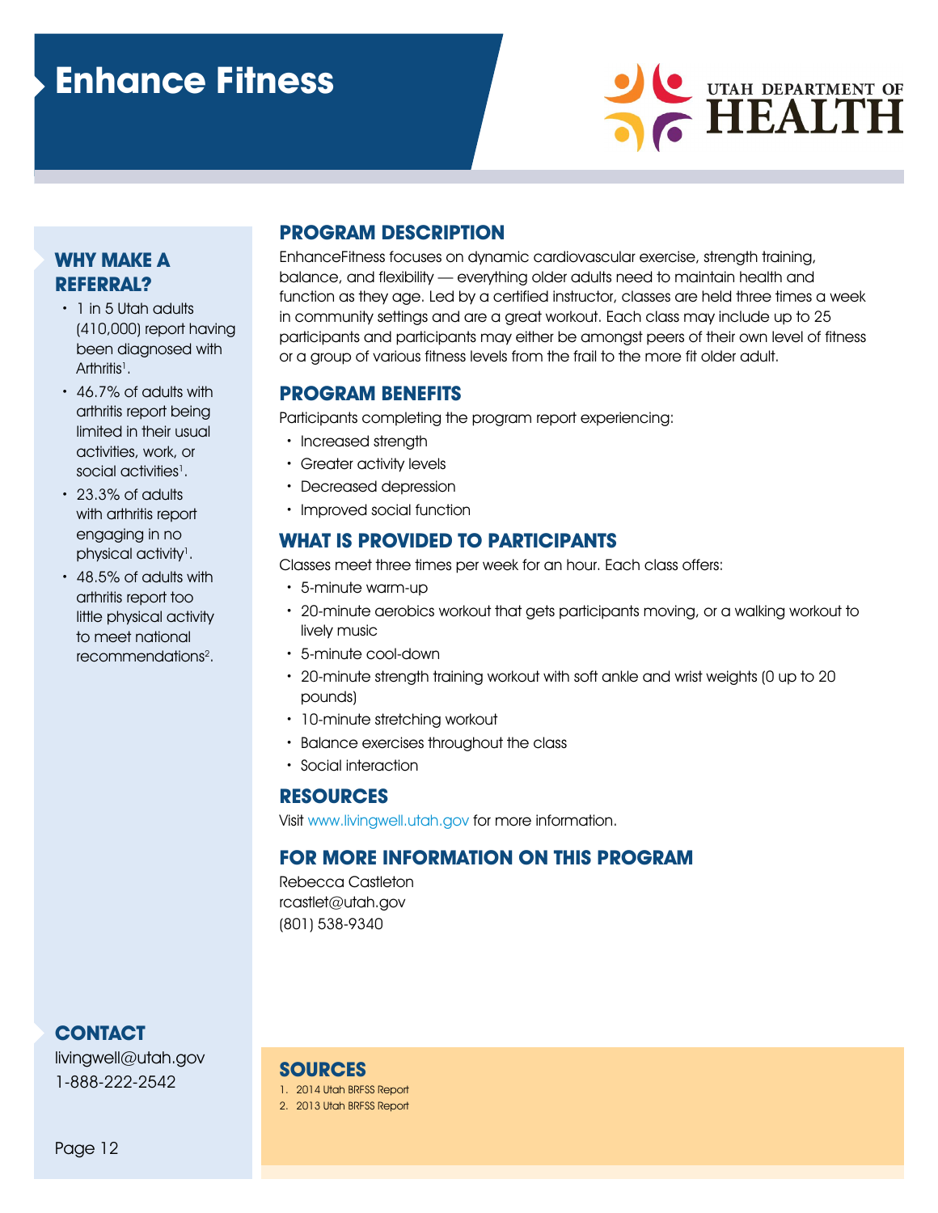# Enhance Fitness

UTAH DEPARTMENT OF HEALTH

## WHY MAKE A REFERRAL?

- 1 in 5 Utah adults (410,000) report having been diagnosed with Arthritis[1].
- 46.7% of adults with arthritis report being limited in their usual activities, work, or social activities[1].
- 23.3% of adults with arthritis report engaging in no physical activity[1].
- 48.5% of adults with arthritis report too little physical activity to meet national recommendations[2].

## PROGRAM DESCRIPTION

EnhanceFitness focuses on dynamic cardiovascular exercise, strength training, balance, and flexibility — everything older adults need to maintain health and function as they age. Led by a certified instructor, classes are held three times a week in community settings and are a great workout. Each class may include up to 25 participants and participants may either be amongst peers of their own level of fitness or a group of various fitness levels from the frail to the more fit older adult.

## PROGRAM BENEFITS

Participants completing the program report experiencing:

- Increased strength
- Greater activity levels
- Decreased depression
- Improved social function

## WHAT IS PROVIDED TO PARTICIPANTS

Classes meet three times per week for an hour. Each class offers:

- 5-minute warm-up
- 20-minute aerobics workout that gets participants moving, or a walking workout to lively music
- 5-minute cool-down
- 20-minute strength training workout with soft ankle and wrist weights (0 up to 20 pounds)
- 10-minute stretching workout
- Balance exercises throughout the class
- Social interaction

## RESOURCES

Visit www.livingwell.utah.gov for more information.

## FOR MORE INFORMATION ON THIS PROGRAM

Rebecca Castleton
rcastlet@utah.gov
(801) 538-9340

## CONTACT

livingwell@utah.gov
1-888-222-2542

## SOURCES

1. 2014 Utah BRFSS Report
2. 2013 Utah BRFSS Report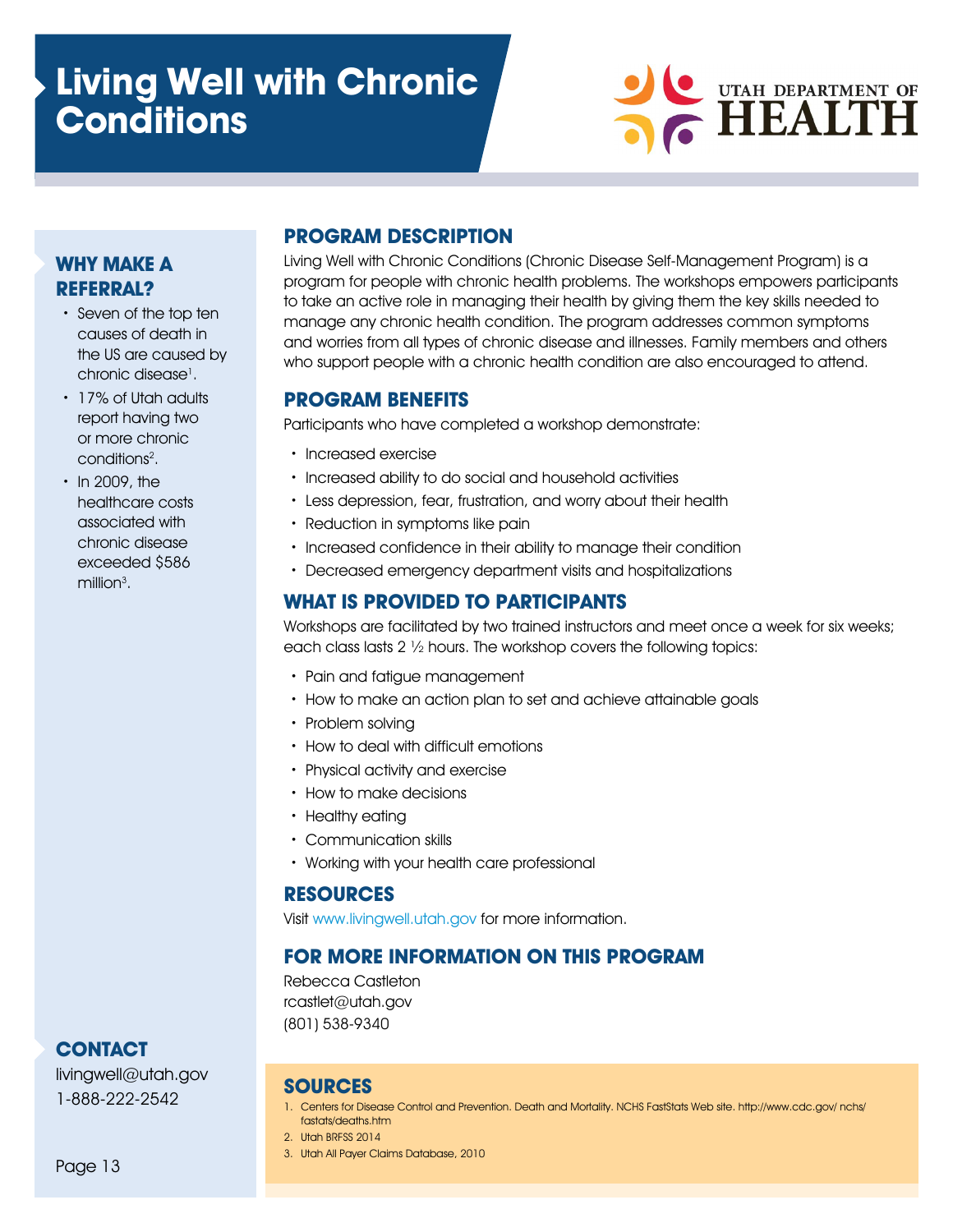# Living Well with Chronic Conditions

UTAH DEPARTMENT OF HEALTH

## WHY MAKE A REFERRAL?

- Seven of the top ten causes of death in the US are caused by chronic disease[1].
- 17% of Utah adults report having two or more chronic conditions[2].
- In 2009, the healthcare costs associated with chronic disease exceeded $586 million[3].

## CONTACT

livingwell@utah.gov
1-888-222-2542

## PROGRAM DESCRIPTION

Living Well with Chronic Conditions (Chronic Disease Self-Management Program) is a program for people with chronic health problems. The workshops empowers participants to take an active role in managing their health by giving them the key skills needed to manage any chronic health condition. The program addresses common symptoms and worries from all types of chronic disease and illnesses. Family members and others who support people with a chronic health condition are also encouraged to attend.

## PROGRAM BENEFITS

Participants who have completed a workshop demonstrate:

- Increased exercise
- Increased ability to do social and household activities
- Less depression, fear, frustration, and worry about their health
- Reduction in symptoms like pain
- Increased confidence in their ability to manage their condition
- Decreased emergency department visits and hospitalizations

## WHAT IS PROVIDED TO PARTICIPANTS

Workshops are facilitated by two trained instructors and meet once a week for six weeks; each class lasts 2 ½ hours. The workshop covers the following topics:

- Pain and fatigue management
- How to make an action plan to set and achieve attainable goals
- Problem solving
- How to deal with difficult emotions
- Physical activity and exercise
- How to make decisions
- Healthy eating
- Communication skills
- Working with your health care professional

## RESOURCES

Visit www.livingwell.utah.gov for more information.

## FOR MORE INFORMATION ON THIS PROGRAM

Rebecca Castleton
rcastlet@utah.gov
(801) 538-9340

## SOURCES

1. Centers for Disease Control and Prevention. Death and Mortality. NCHS FastStats Web site. http://www.cdc.gov/ nchs/ fastats/deaths.htm
2. Utah BRFSS 2014
3. Utah All Payer Claims Database, 2010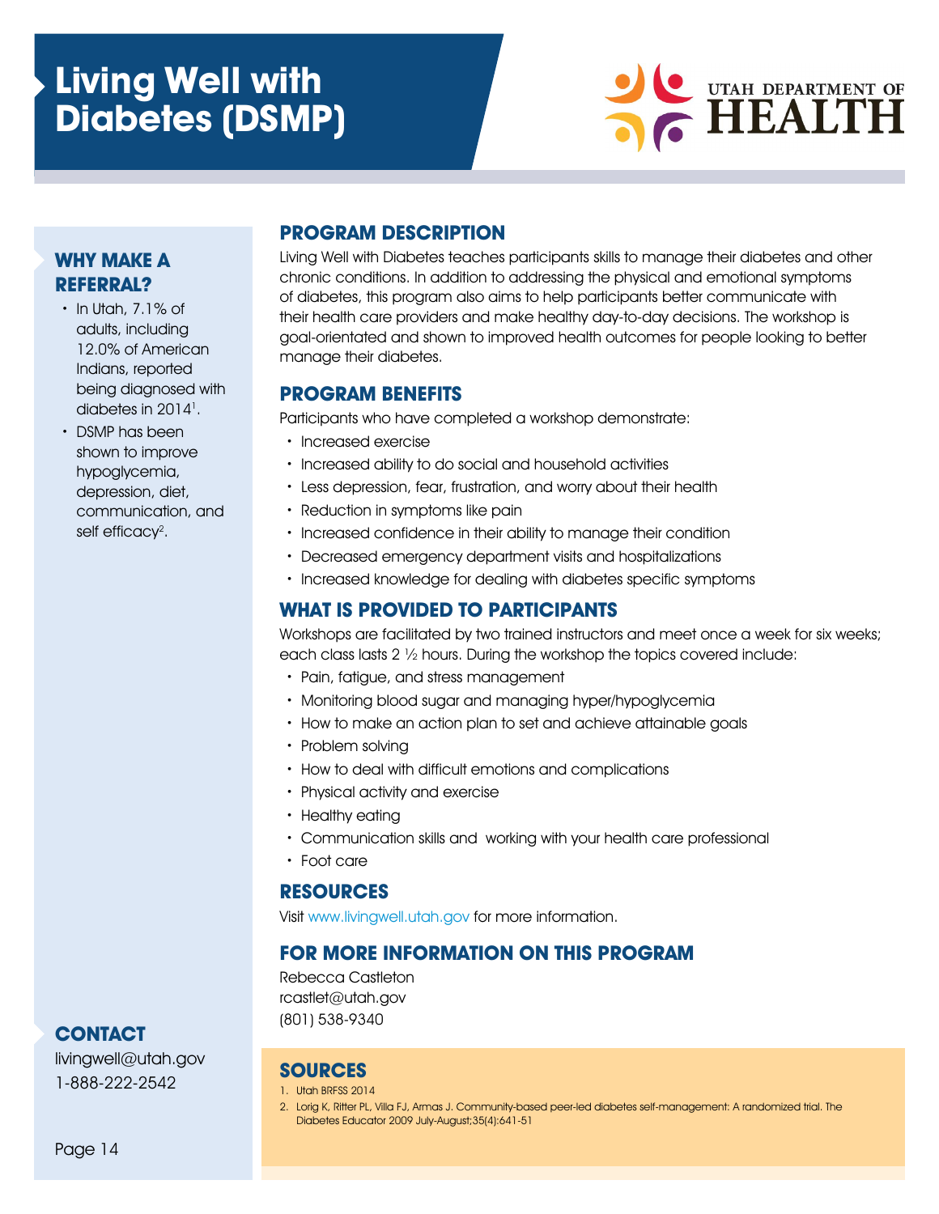# Living Well with Diabetes (DSMP)

UTAH DEPARTMENT OF HEALTH

## WHY MAKE A REFERRAL?

- In Utah, 7.1% of adults, including 12.0% of American Indians, reported being diagnosed with diabetes in 2014[1].
- DSMP has been shown to improve hypoglycemia, depression, diet, communication, and self efficacy[2].

## PROGRAM DESCRIPTION

Living Well with Diabetes teaches participants skills to manage their diabetes and other chronic conditions. In addition to addressing the physical and emotional symptoms of diabetes, this program also aims to help participants better communicate with their health care providers and make healthy day-to-day decisions. The workshop is goal-orientated and shown to improved health outcomes for people looking to better manage their diabetes.

## PROGRAM BENEFITS

Participants who have completed a workshop demonstrate:

- Increased exercise
- Increased ability to do social and household activities
- Less depression, fear, frustration, and worry about their health
- Reduction in symptoms like pain
- Increased confidence in their ability to manage their condition
- Decreased emergency department visits and hospitalizations
- Increased knowledge for dealing with diabetes specific symptoms

## WHAT IS PROVIDED TO PARTICIPANTS

Workshops are facilitated by two trained instructors and meet once a week for six weeks; each class lasts 2 ½ hours. During the workshop the topics covered include:

- Pain, fatigue, and stress management
- Monitoring blood sugar and managing hyper/hypoglycemia
- How to make an action plan to set and achieve attainable goals
- Problem solving
- How to deal with difficult emotions and complications
- Physical activity and exercise
- Healthy eating
- Communication skills and working with your health care professional
- Foot care

## RESOURCES

Visit www.livingwell.utah.gov for more information.

## FOR MORE INFORMATION ON THIS PROGRAM

Rebecca Castleton
rcastlet@utah.gov
(801) 538-9340

## CONTACT

livingwell@utah.gov
1-888-222-2542

## SOURCES

1. Utah BRFSS 2014
2. Lorig K, Ritter PL, Villa FJ, Armas J. Community-based peer-led diabetes self-management: A randomized trial. The Diabetes Educator 2009 July-August;35(4):641-51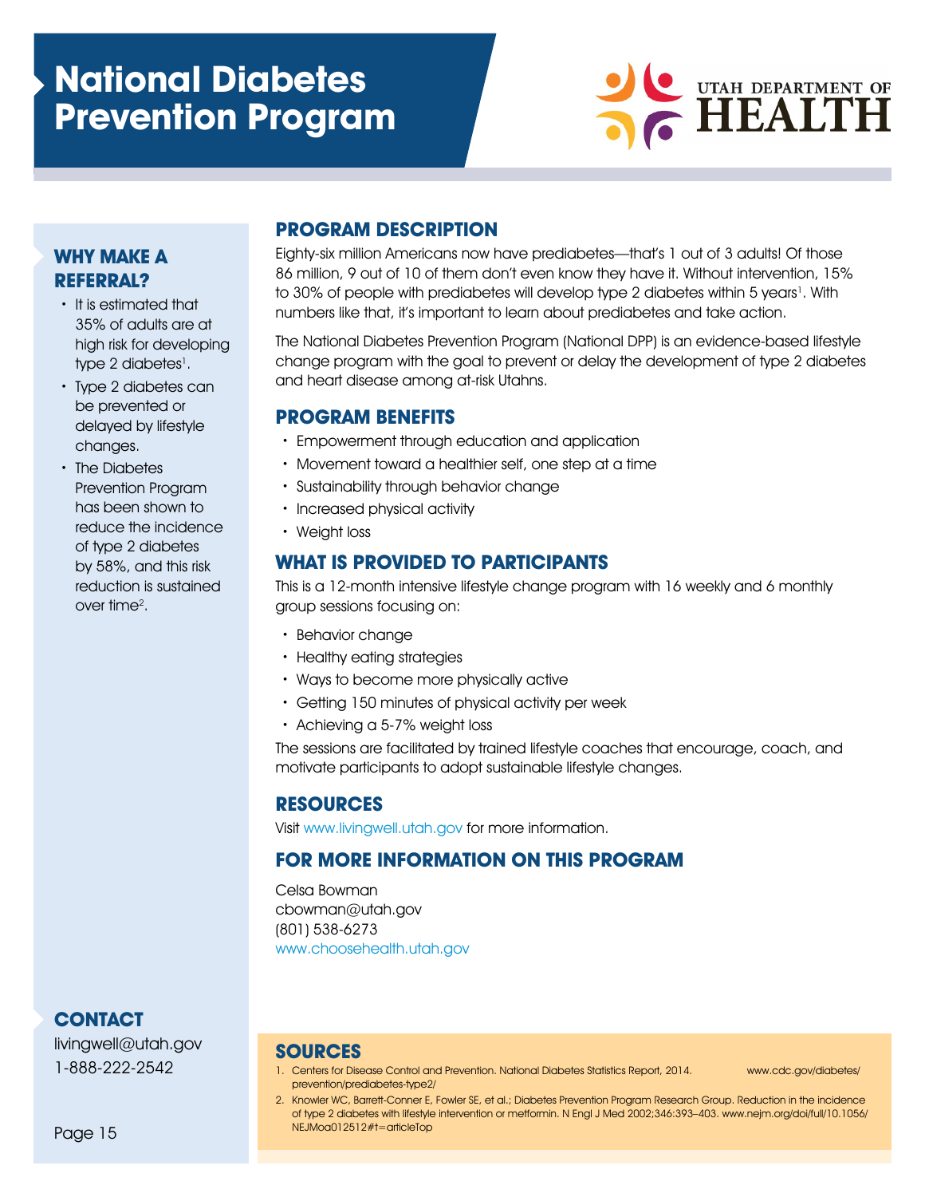# National Diabetes Prevention Program

UTAH DEPARTMENT OF HEALTH

## WHY MAKE A REFERRAL?

- It is estimated that 35% of adults are at high risk for developing type 2 diabetes[1].
- Type 2 diabetes can be prevented or delayed by lifestyle changes.
- The Diabetes Prevention Program has been shown to reduce the incidence of type 2 diabetes by 58%, and this risk reduction is sustained over time[2].

## PROGRAM DESCRIPTION

Eighty-six million Americans now have prediabetes—that's 1 out of 3 adults! Of those 86 million, 9 out of 10 of them don't even know they have it. Without intervention, 15% to 30% of people with prediabetes will develop type 2 diabetes within 5 years[1]. With numbers like that, it's important to learn about prediabetes and take action.

The National Diabetes Prevention Program (National DPP) is an evidence-based lifestyle change program with the goal to prevent or delay the development of type 2 diabetes and heart disease among at-risk Utahns.

## PROGRAM BENEFITS

- Empowerment through education and application
- Movement toward a healthier self, one step at a time
- Sustainability through behavior change
- Increased physical activity
- Weight loss

## WHAT IS PROVIDED TO PARTICIPANTS

This is a 12-month intensive lifestyle change program with 16 weekly and 6 monthly group sessions focusing on:

- Behavior change
- Healthy eating strategies
- Ways to become more physically active
- Getting 150 minutes of physical activity per week
- Achieving a 5-7% weight loss

The sessions are facilitated by trained lifestyle coaches that encourage, coach, and motivate participants to adopt sustainable lifestyle changes.

## RESOURCES

Visit www.livingwell.utah.gov for more information.

## FOR MORE INFORMATION ON THIS PROGRAM

Celsa Bowman
cbowman@utah.gov
(801) 538-6273
www.choosehealth.utah.gov

## CONTACT

livingwell@utah.gov
1-888-222-2542

## SOURCES

1. Centers for Disease Control and Prevention. National Diabetes Statistics Report, 2014. www.cdc.gov/diabetes/prevention/prediabetes-type2/
2. Knowler WC, Barrett-Conner E, Fowler SE, et al.; Diabetes Prevention Program Research Group. Reduction in the incidence of type 2 diabetes with lifestyle intervention or metformin. N Engl J Med 2002;346:393–403. www.nejm.org/doi/full/10.1056/NEJMoa012512#t=articleTop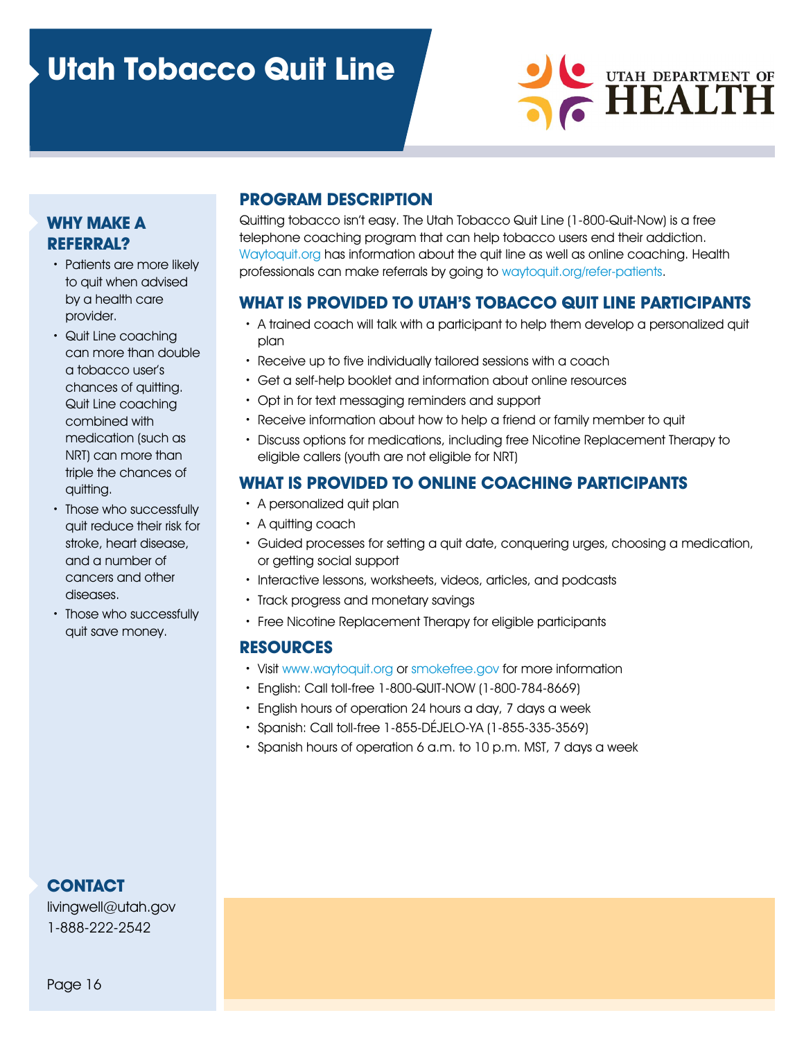# Utah Tobacco Quit Line

UTAH DEPARTMENT OF HEALTH

## PROGRAM DESCRIPTION

Quitting tobacco isn't easy. The Utah Tobacco Quit Line (1-800-Quit-Now) is a free telephone coaching program that can help tobacco users end their addiction. Waytoquit.org has information about the quit line as well as online coaching. Health professionals can make referrals by going to waytoquit.org/refer-patients.

## WHAT IS PROVIDED TO UTAH'S TOBACCO QUIT LINE PARTICIPANTS

- A trained coach will talk with a participant to help them develop a personalized quit plan
- Receive up to five individually tailored sessions with a coach
- Get a self-help booklet and information about online resources
- Opt in for text messaging reminders and support
- Receive information about how to help a friend or family member to quit
- Discuss options for medications, including free Nicotine Replacement Therapy to eligible callers (youth are not eligible for NRT)

## WHAT IS PROVIDED TO ONLINE COACHING PARTICIPANTS

- A personalized quit plan
- A quitting coach
- Guided processes for setting a quit date, conquering urges, choosing a medication, or getting social support
- Interactive lessons, worksheets, videos, articles, and podcasts
- Track progress and monetary savings
- Free Nicotine Replacement Therapy for eligible participants

## RESOURCES

- Visit www.waytoquit.org or smokefree.gov for more information
- English: Call toll-free 1-800-QUIT-NOW (1-800-784-8669)
- English hours of operation 24 hours a day, 7 days a week
- Spanish: Call toll-free 1-855-DÉJELO-YA (1-855-335-3569)
- Spanish hours of operation 6 a.m. to 10 p.m. MST, 7 days a week

## WHY MAKE A REFERRAL?

- Patients are more likely to quit when advised by a health care provider.
- Quit Line coaching can more than double a tobacco user's chances of quitting. Quit Line coaching combined with medication (such as NRT) can more than triple the chances of quitting.
- Those who successfully quit reduce their risk for stroke, heart disease, and a number of cancers and other diseases.
- Those who successfully quit save money.

## CONTACT

livingwell@utah.gov
1-888-222-2542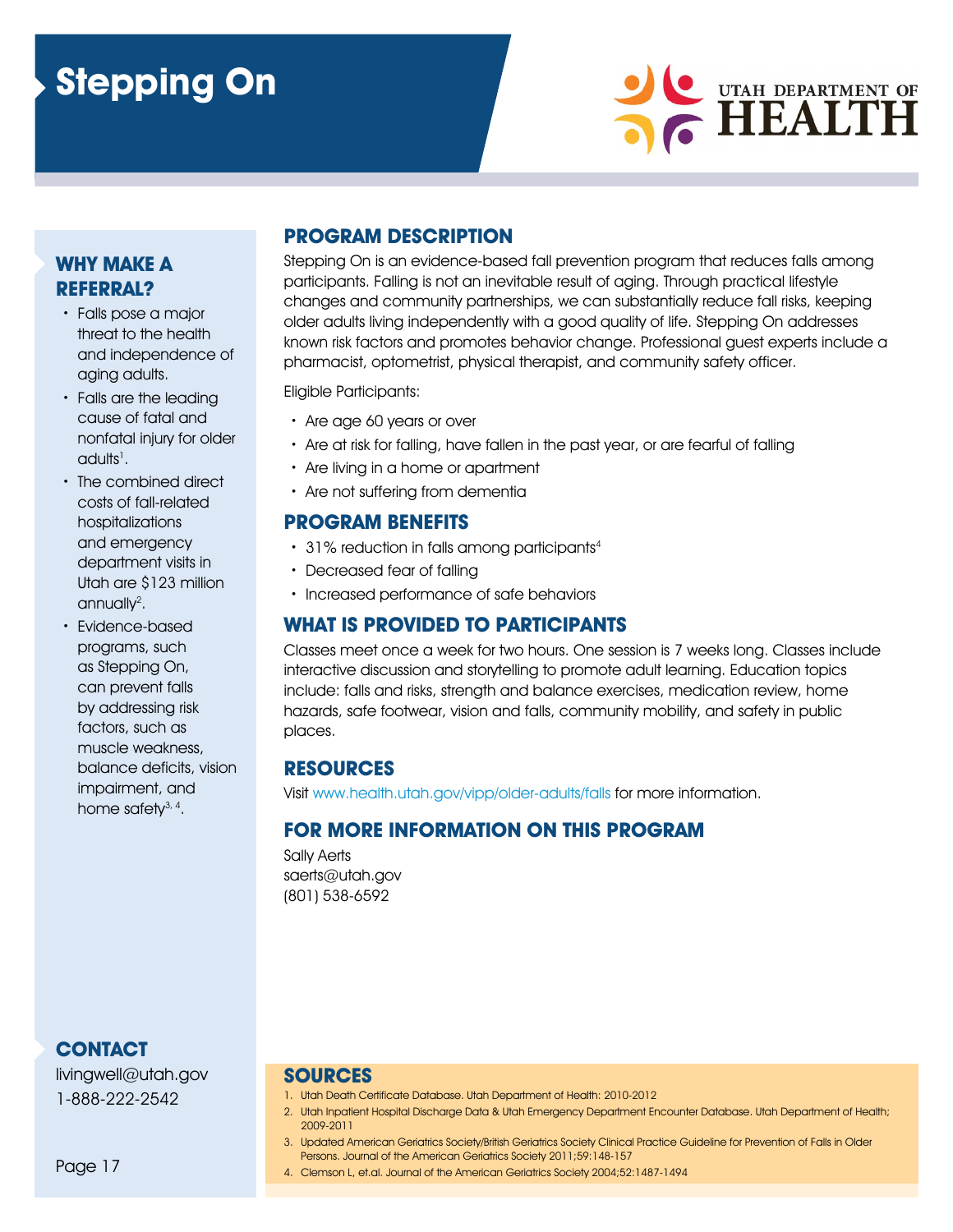# Stepping On

UTAH DEPARTMENT OF HEALTH

## WHY MAKE A REFERRAL?

- Falls pose a major threat to the health and independence of aging adults.
- Falls are the leading cause of fatal and nonfatal injury for older adults[1].
- The combined direct costs of fall-related hospitalizations and emergency department visits in Utah are $123 million annually[2].
- Evidence-based programs, such as Stepping On, can prevent falls by addressing risk factors, such as muscle weakness, balance deficits, vision impairment, and home safety[3, 4].

## CONTACT

livingwell@utah.gov
1-888-222-2542

## PROGRAM DESCRIPTION

Stepping On is an evidence-based fall prevention program that reduces falls among participants. Falling is not an inevitable result of aging. Through practical lifestyle changes and community partnerships, we can substantially reduce fall risks, keeping older adults living independently with a good quality of life. Stepping On addresses known risk factors and promotes behavior change. Professional guest experts include a pharmacist, optometrist, physical therapist, and community safety officer.

Eligible Participants:

- Are age 60 years or over
- Are at risk for falling, have fallen in the past year, or are fearful of falling
- Are living in a home or apartment
- Are not suffering from dementia

## PROGRAM BENEFITS

- 31% reduction in falls among participants[4]
- Decreased fear of falling
- Increased performance of safe behaviors

## WHAT IS PROVIDED TO PARTICIPANTS

Classes meet once a week for two hours. One session is 7 weeks long. Classes include interactive discussion and storytelling to promote adult learning. Education topics include: falls and risks, strength and balance exercises, medication review, home hazards, safe footwear, vision and falls, community mobility, and safety in public places.

## RESOURCES

Visit www.health.utah.gov/vipp/older-adults/falls for more information.

## FOR MORE INFORMATION ON THIS PROGRAM

Sally Aerts
saerts@utah.gov
(801) 538-6592

## SOURCES

1. Utah Death Certificate Database. Utah Department of Health: 2010-2012
2. Utah Inpatient Hospital Discharge Data & Utah Emergency Department Encounter Database. Utah Department of Health; 2009-2011
3. Updated American Geriatrics Society/British Geriatrics Society Clinical Practice Guideline for Prevention of Falls in Older Persons. Journal of the American Geriatrics Society 2011;59:148-157
4. Clemson L, et.al. Journal of the American Geriatrics Society 2004;52:1487-1494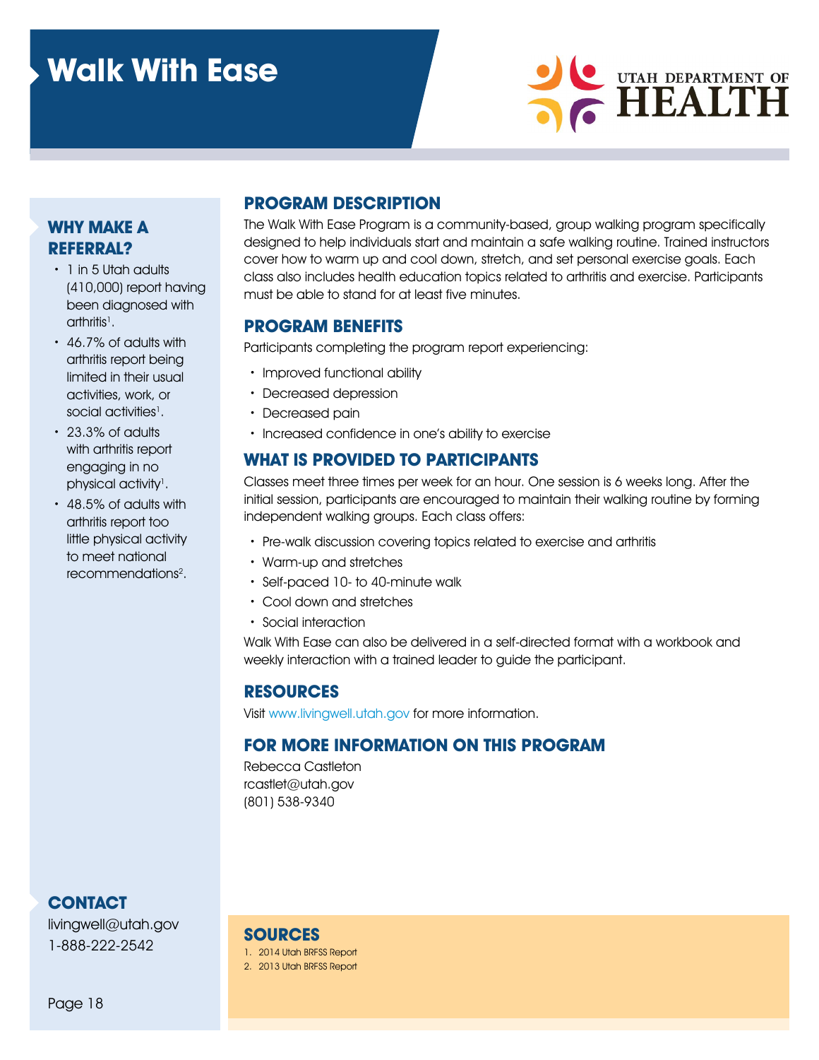# Walk With Ease

UTAH DEPARTMENT OF HEALTH

## PROGRAM DESCRIPTION

The Walk With Ease Program is a community-based, group walking program specifically designed to help individuals start and maintain a safe walking routine. Trained instructors cover how to warm up and cool down, stretch, and set personal exercise goals. Each class also includes health education topics related to arthritis and exercise. Participants must be able to stand for at least five minutes.

## PROGRAM BENEFITS

Participants completing the program report experiencing:

- Improved functional ability
- Decreased depression
- Decreased pain
- Increased confidence in one's ability to exercise

## WHAT IS PROVIDED TO PARTICIPANTS

Classes meet three times per week for an hour. One session is 6 weeks long. After the initial session, participants are encouraged to maintain their walking routine by forming independent walking groups. Each class offers:

- Pre-walk discussion covering topics related to exercise and arthritis
- Warm-up and stretches
- Self-paced 10- to 40-minute walk
- Cool down and stretches
- Social interaction

Walk With Ease can also be delivered in a self-directed format with a workbook and weekly interaction with a trained leader to guide the participant.

## RESOURCES

Visit www.livingwell.utah.gov for more information.

## FOR MORE INFORMATION ON THIS PROGRAM

Rebecca Castleton
rcastlet@utah.gov
(801) 538-9340

## WHY MAKE A REFERRAL?

- 1 in 5 Utah adults (410,000) report having been diagnosed with arthritis[1].
- 46.7% of adults with arthritis report being limited in their usual activities, work, or social activities[1].
- 23.3% of adults with arthritis report engaging in no physical activity[1].
- 48.5% of adults with arthritis report too little physical activity to meet national recommendations[2].

## CONTACT

livingwell@utah.gov
1-888-222-2542

## SOURCES

1. 2014 Utah BRFSS Report
2. 2013 Utah BRFSS Report